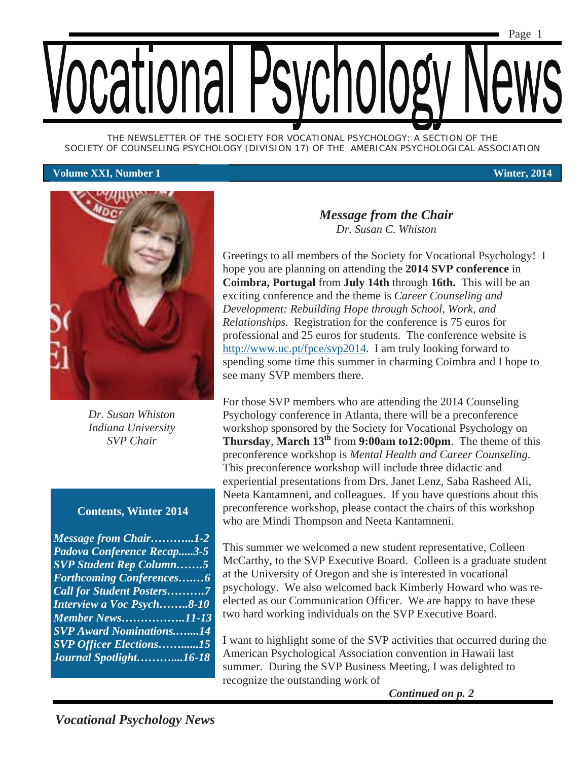# Vocational Psychology News

THE NEWSLETTER OF THE SOCIETY FOR VOCATIONAL PSYCHOLOGY: A SECTION OF THE SOCIETY OF COUNSELING PSYCHOLOGY (DIVISION 17) OF THE AMERICAN PSYCHOLOGICAL ASSOCIATION

**Volume XXI, Number 1** **Winter, 2014**

*Dr. Susan Whiston*
*Indiana University*
*SVP Chair*

**Contents, Winter 2014**

- *Message from Chair………...1-2*
- *Padova Conference Recap.....3-5*
- *SVP Student Rep Column…….5*
- *Forthcoming Conferences….…6*
- *Call for Student Posters……….7*
- *Interview a Voc Psych……..8-10*
- *Member News……………..11-13*
- *SVP Award Nominations.…....14*
- *SVP Officer Elections……......15*
- *Journal Spotlight………....16-18*

## *Message from the Chair*

*Dr. Susan C. Whiston*

Greetings to all members of the Society for Vocational Psychology! I hope you are planning on attending the **2014 SVP conference** in **Coimbra, Portugal** from **July 14th** through **16th.** This will be an exciting conference and the theme is *Career Counseling and Development: Rebuilding Hope through School, Work, and Relationships*. Registration for the conference is 75 euros for professional and 25 euros for students. The conference website is http://www.uc.pt/fpce/svp2014. I am truly looking forward to spending some time this summer in charming Coimbra and I hope to see many SVP members there.

For those SVP members who are attending the 2014 Counseling Psychology conference in Atlanta, there will be a preconference workshop sponsored by the Society for Vocational Psychology on **Thursday**, **March 13th** from **9:00am to12:00pm**. The theme of this preconference workshop is *Mental Health and Career Counseling*. This preconference workshop will include three didactic and experiential presentations from Drs. Janet Lenz, Saba Rasheed Ali, Neeta Kantamneni, and colleagues. If you have questions about this preconference workshop, please contact the chairs of this workshop who are Mindi Thompson and Neeta Kantamneni.

This summer we welcomed a new student representative, Colleen McCarthy, to the SVP Executive Board. Colleen is a graduate student at the University of Oregon and she is interested in vocational psychology. We also welcomed back Kimberly Howard who was re-elected as our Communication Officer. We are happy to have these two hard working individuals on the SVP Executive Board.

I want to highlight some of the SVP activities that occurred during the American Psychological Association convention in Hawaii last summer. During the SVP Business Meeting, I was delighted to recognize the outstanding work of

***Continued on p. 2***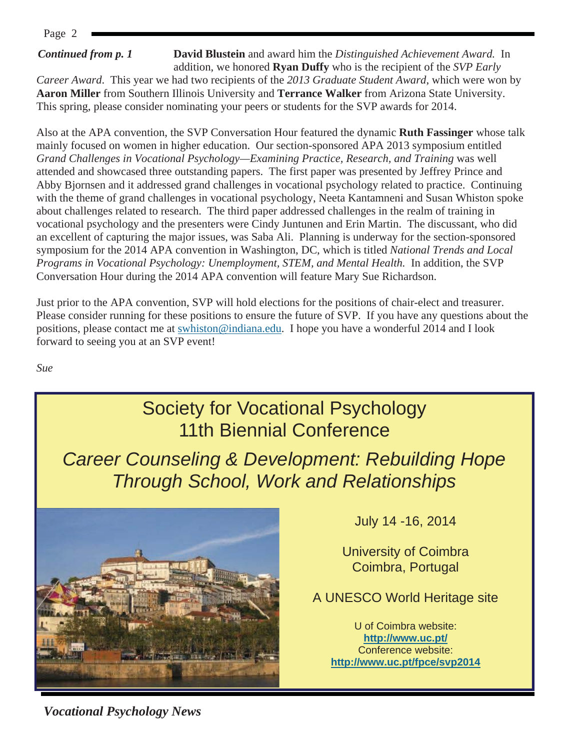*Continued from p. 1* **David Blustein** and award him the *Distinguished Achievement Award.* In addition, we honored **Ryan Duffy** who is the recipient of the *SVP Early Career Award*. This year we had two recipients of the *2013 Graduate Student Award*, which were won by **Aaron Miller** from Southern Illinois University and **Terrance Walker** from Arizona State University. This spring, please consider nominating your peers or students for the SVP awards for 2014.

Also at the APA convention, the SVP Conversation Hour featured the dynamic **Ruth Fassinger** whose talk mainly focused on women in higher education. Our section-sponsored APA 2013 symposium entitled *Grand Challenges in Vocational Psychology—Examining Practice, Research, and Training* was well attended and showcased three outstanding papers. The first paper was presented by Jeffrey Prince and Abby Bjornsen and it addressed grand challenges in vocational psychology related to practice. Continuing with the theme of grand challenges in vocational psychology, Neeta Kantamneni and Susan Whiston spoke about challenges related to research. The third paper addressed challenges in the realm of training in vocational psychology and the presenters were Cindy Juntunen and Erin Martin. The discussant, who did an excellent of capturing the major issues, was Saba Ali. Planning is underway for the section-sponsored symposium for the 2014 APA convention in Washington, DC, which is titled *National Trends and Local Programs in Vocational Psychology: Unemployment, STEM, and Mental Health.* In addition, the SVP Conversation Hour during the 2014 APA convention will feature Mary Sue Richardson.

Just prior to the APA convention, SVP will hold elections for the positions of chair-elect and treasurer. Please consider running for these positions to ensure the future of SVP. If you have any questions about the positions, please contact me at swhiston@indiana.edu. I hope you have a wonderful 2014 and I look forward to seeing you at an SVP event!

*Sue*

## Society for Vocational Psychology 11th Biennial Conference

## *Career Counseling & Development: Rebuilding Hope Through School, Work and Relationships*

July 14 -16, 2014

University of Coimbra
Coimbra, Portugal

A UNESCO World Heritage site

U of Coimbra website:
**http://www.uc.pt/**
Conference website:
**http://www.uc.pt/fpce/svp2014**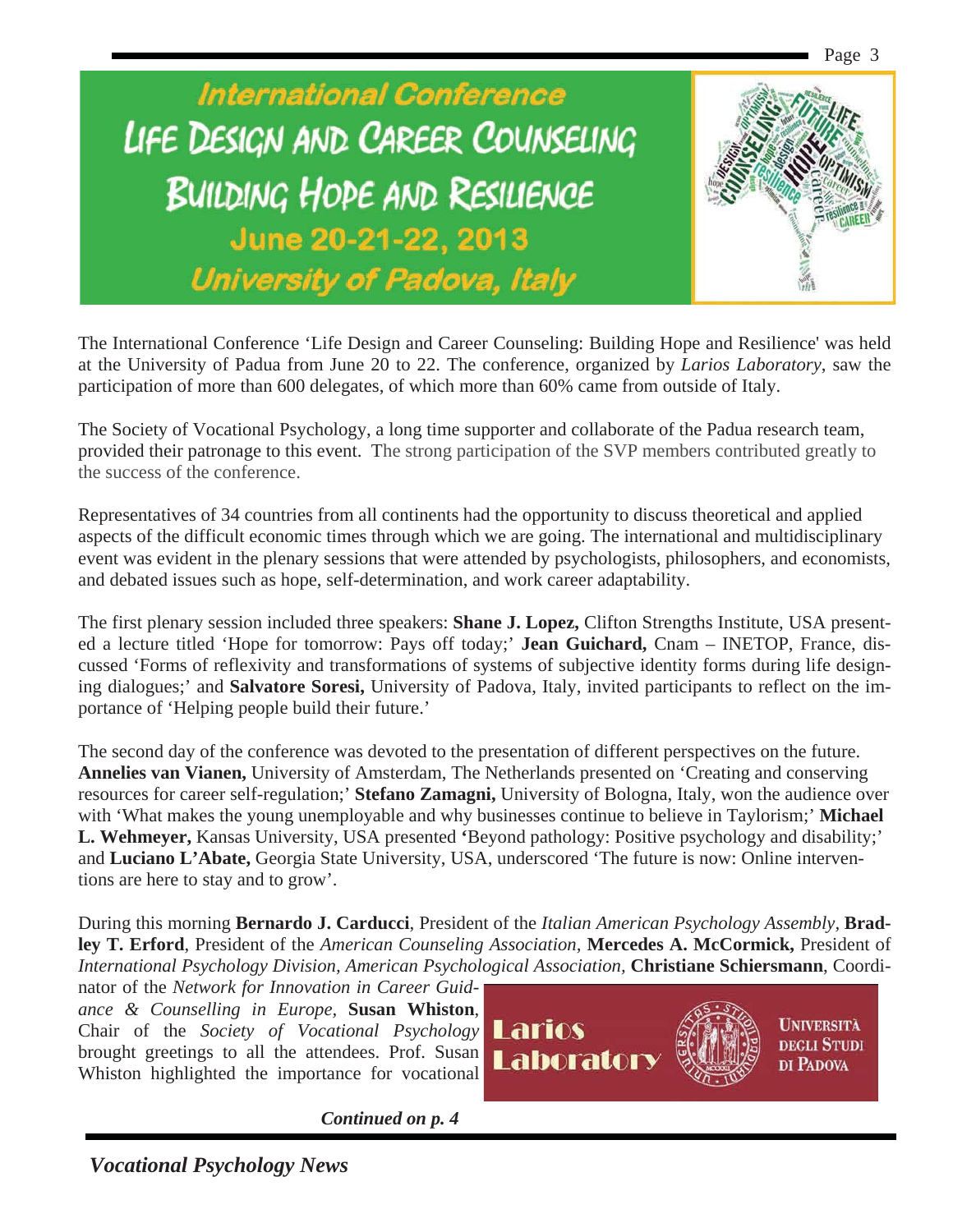# International Conference

## Life Design and Career Counseling

## Building Hope and Resilience

**June 20-21-22, 2013**

***University of Padova, Italy***

The International Conference 'Life Design and Career Counseling: Building Hope and Resilience' was held at the University of Padua from June 20 to 22. The conference, organized by *Larios Laboratory*, saw the participation of more than 600 delegates, of which more than 60% came from outside of Italy.

The Society of Vocational Psychology, a long time supporter and collaborate of the Padua research team, provided their patronage to this event. The strong participation of the SVP members contributed greatly to the success of the conference.

Representatives of 34 countries from all continents had the opportunity to discuss theoretical and applied aspects of the difficult economic times through which we are going. The international and multidisciplinary event was evident in the plenary sessions that were attended by psychologists, philosophers, and economists, and debated issues such as hope, self-determination, and work career adaptability.

The first plenary session included three speakers: **Shane J. Lopez,** Clifton Strengths Institute, USA presented a lecture titled 'Hope for tomorrow: Pays off today;' **Jean Guichard,** Cnam – INETOP, France, discussed 'Forms of reflexivity and transformations of systems of subjective identity forms during life designing dialogues;' and **Salvatore Soresi,** University of Padova, Italy, invited participants to reflect on the importance of 'Helping people build their future.'

The second day of the conference was devoted to the presentation of different perspectives on the future. **Annelies van Vianen,** University of Amsterdam, The Netherlands presented on 'Creating and conserving resources for career self-regulation;' **Stefano Zamagni,** University of Bologna, Italy, won the audience over with 'What makes the young unemployable and why businesses continue to believe in Taylorism;' **Michael L. Wehmeyer,** Kansas University, USA presented **'**Beyond pathology: Positive psychology and disability;' and **Luciano L'Abate,** Georgia State University, USA, underscored 'The future is now: Online interventions are here to stay and to grow'.

During this morning **Bernardo J. Carducci**, President of the *Italian American Psychology Assembly,* **Bradley T. Erford**, President of the *American Counseling Association,* **Mercedes A. McCormick,** President of *International Psychology Division, American Psychological Association,* **Christiane Schiersmann**, Coordinator of the *Network for Innovation in Career Guidance & Counselling in Europe,* **Susan Whiston**, Chair of the *Society of Vocational Psychology* brought greetings to all the attendees. Prof. Susan Whiston highlighted the importance for vocational

Larios Laboratory — Università degli Studi di Padova

***Continued on p. 4***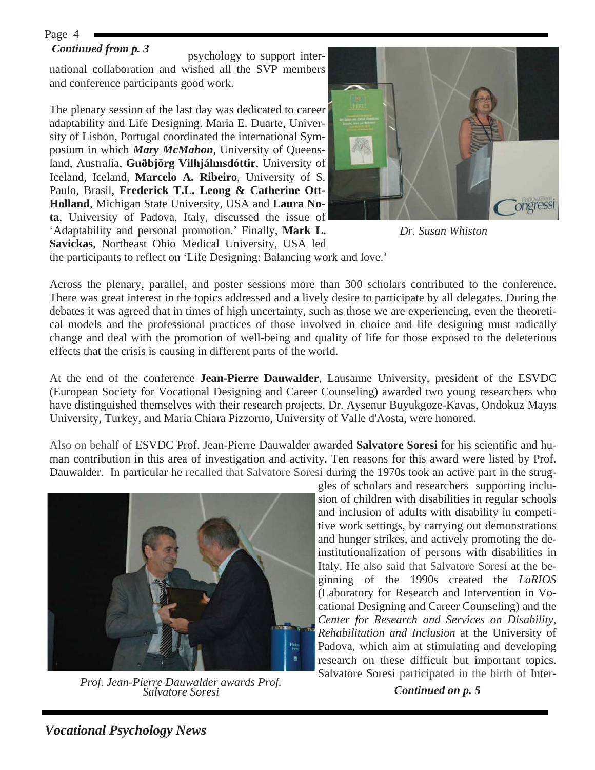*Continued from p. 3*

psychology to support international collaboration and wished all the SVP members and conference participants good work.

The plenary session of the last day was dedicated to career adaptability and Life Designing. Maria E. Duarte, University of Lisbon, Portugal coordinated the international Symposium in which ***Mary McMahon***, University of Queensland, Australia, **Guðbjörg Vilhjálmsdóttir**, University of Iceland, Iceland, **Marcelo A. Ribeiro**, University of S. Paulo, Brasil, **Frederick T.L. Leong & Catherine Ott-Holland**, Michigan State University, USA and **Laura Nota**, University of Padova, Italy, discussed the issue of 'Adaptability and personal promotion.' Finally, **Mark L. Savickas**, Northeast Ohio Medical University, USA led the participants to reflect on 'Life Designing: Balancing work and love.'

*Dr. Susan Whiston*

Across the plenary, parallel, and poster sessions more than 300 scholars contributed to the conference. There was great interest in the topics addressed and a lively desire to participate by all delegates. During the debates it was agreed that in times of high uncertainty, such as those we are experiencing, even the theoretical models and the professional practices of those involved in choice and life designing must radically change and deal with the promotion of well-being and quality of life for those exposed to the deleterious effects that the crisis is causing in different parts of the world.

At the end of the conference **Jean-Pierre Dauwalder**, Lausanne University, president of the ESVDC (European Society for Vocational Designing and Career Counseling) awarded two young researchers who have distinguished themselves with their research projects, Dr. Aysenur Buyukgoze-Kavas, Ondokuz Mayıs University, Turkey, and Maria Chiara Pizzorno, University of Valle d'Aosta, were honored.

Also on behalf of ESVDC Prof. Jean-Pierre Dauwalder awarded **Salvatore Soresi** for his scientific and human contribution in this area of investigation and activity. Ten reasons for this award were listed by Prof. Dauwalder. In particular he recalled that Salvatore Soresi during the 1970s took an active part in the struggles of scholars and researchers supporting inclusion of children with disabilities in regular schools and inclusion of adults with disability in competitive work settings, by carrying out demonstrations and hunger strikes, and actively promoting the deinstitutionalization of persons with disabilities in Italy. He also said that Salvatore Soresi at the beginning of the 1990s created the *LaRIOS* (Laboratory for Research and Intervention in Vocational Designing and Career Counseling) and the *Center for Research and Services on Disability, Rehabilitation and Inclusion* at the University of Padova, which aim at stimulating and developing research on these difficult but important topics. Salvatore Soresi participated in the birth of Inter-

*Prof. Jean-Pierre Dauwalder awards Prof. Salvatore Soresi*

*Continued on p. 5*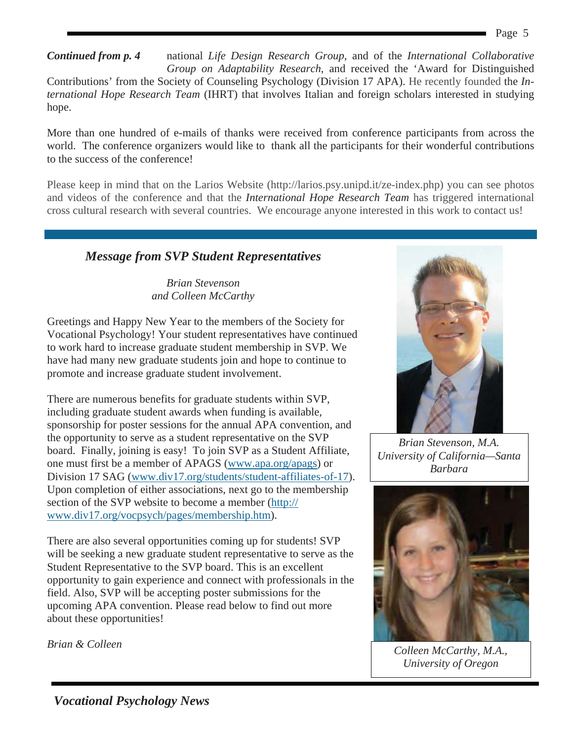*Continued from p. 4* national *Life Design Research Group*, and of the *International Collaborative Group on Adaptability Research*, and received the 'Award for Distinguished Contributions' from the Society of Counseling Psychology (Division 17 APA). He recently founded the *International Hope Research Team* (IHRT) that involves Italian and foreign scholars interested in studying hope.

More than one hundred of e-mails of thanks were received from conference participants from across the world. The conference organizers would like to thank all the participants for their wonderful contributions to the success of the conference!

Please keep in mind that on the Larios Website (http://larios.psy.unipd.it/ze-index.php) you can see photos and videos of the conference and that the *International Hope Research Team* has triggered international cross cultural research with several countries. We encourage anyone interested in this work to contact us!

## *Message from SVP Student Representatives*

*Brian Stevenson*
*and Colleen McCarthy*

Greetings and Happy New Year to the members of the Society for Vocational Psychology! Your student representatives have continued to work hard to increase graduate student membership in SVP. We have had many new graduate students join and hope to continue to promote and increase graduate student involvement.

There are numerous benefits for graduate students within SVP, including graduate student awards when funding is available, sponsorship for poster sessions for the annual APA convention, and the opportunity to serve as a student representative on the SVP board. Finally, joining is easy! To join SVP as a Student Affiliate, one must first be a member of APAGS (www.apa.org/apags) or Division 17 SAG (www.div17.org/students/student-affiliates-of-17). Upon completion of either associations, next go to the membership section of the SVP website to become a member (http://www.div17.org/vocpsych/pages/membership.htm).

There are also several opportunities coming up for students! SVP will be seeking a new graduate student representative to serve as the Student Representative to the SVP board. This is an excellent opportunity to gain experience and connect with professionals in the field. Also, SVP will be accepting poster submissions for the upcoming APA convention. Please read below to find out more about these opportunities!

*Brian & Colleen*

*Brian Stevenson, M.A. University of California—Santa Barbara*

*Colleen McCarthy, M.A., University of Oregon*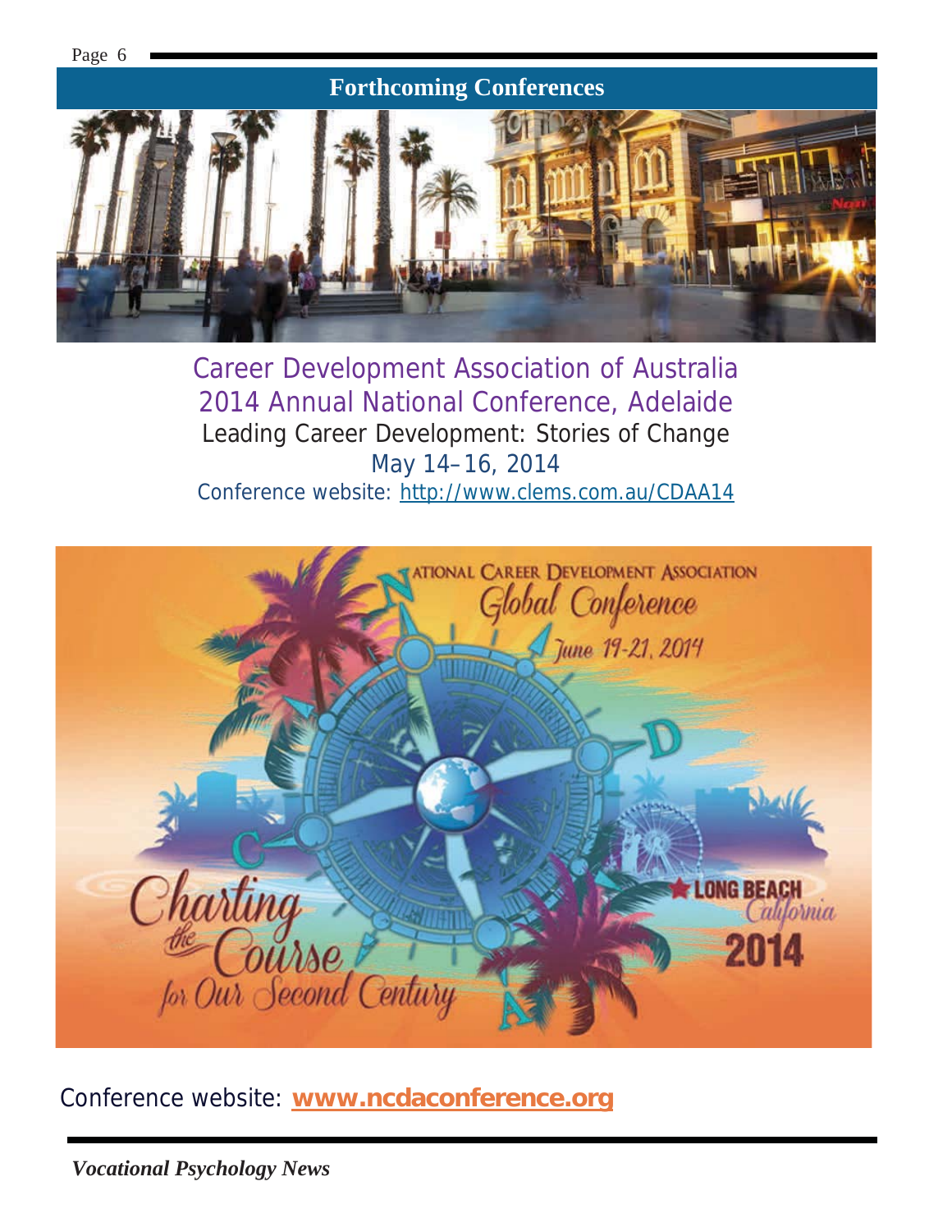## Forthcoming Conferences

Career Development Association of Australia
2014 Annual National Conference, Adelaide

Leading Career Development: Stories of Change

May 14–16, 2014

Conference website: http://www.clems.com.au/CDAA14

Conference website: **www.ncdaconference.org**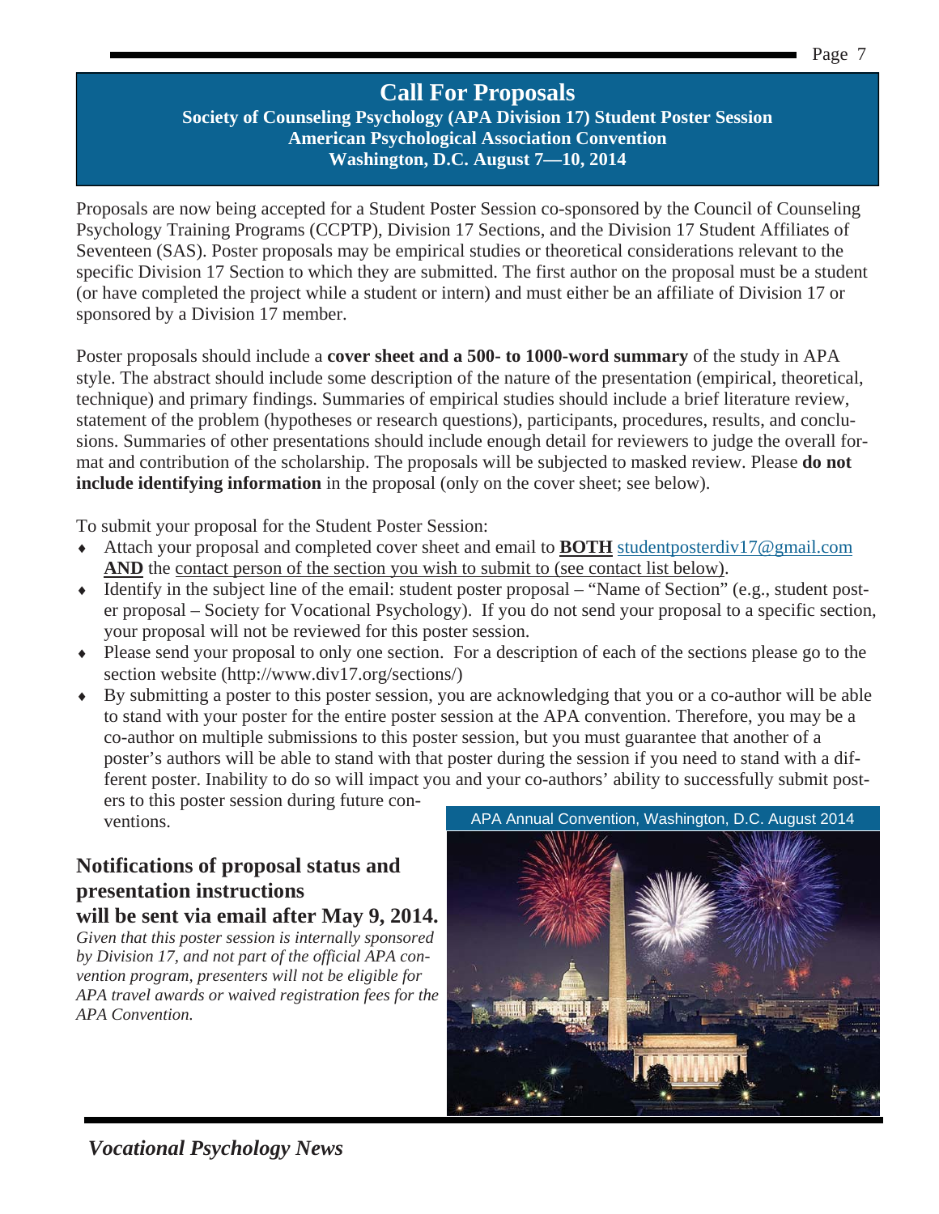# Call For Proposals

**Society of Counseling Psychology (APA Division 17) Student Poster Session**
**American Psychological Association Convention**
**Washington, D.C. August 7—10, 2014**

Proposals are now being accepted for a Student Poster Session co-sponsored by the Council of Counseling Psychology Training Programs (CCPTP), Division 17 Sections, and the Division 17 Student Affiliates of Seventeen (SAS). Poster proposals may be empirical studies or theoretical considerations relevant to the specific Division 17 Section to which they are submitted. The first author on the proposal must be a student (or have completed the project while a student or intern) and must either be an affiliate of Division 17 or sponsored by a Division 17 member.

Poster proposals should include a **cover sheet and a 500- to 1000-word summary** of the study in APA style. The abstract should include some description of the nature of the presentation (empirical, theoretical, technique) and primary findings. Summaries of empirical studies should include a brief literature review, statement of the problem (hypotheses or research questions), participants, procedures, results, and conclusions. Summaries of other presentations should include enough detail for reviewers to judge the overall format and contribution of the scholarship. The proposals will be subjected to masked review. Please **do not include identifying information** in the proposal (only on the cover sheet; see below).

To submit your proposal for the Student Poster Session:

- Attach your proposal and completed cover sheet and email to **BOTH** studentposterdiv17@gmail.com **AND** the contact person of the section you wish to submit to (see contact list below).
- Identify in the subject line of the email: student poster proposal – "Name of Section" (e.g., student poster proposal – Society for Vocational Psychology). If you do not send your proposal to a specific section, your proposal will not be reviewed for this poster session.
- Please send your proposal to only one section. For a description of each of the sections please go to the section website (http://www.div17.org/sections/)
- By submitting a poster to this poster session, you are acknowledging that you or a co-author will be able to stand with your poster for the entire poster session at the APA convention. Therefore, you may be a co-author on multiple submissions to this poster session, but you must guarantee that another of a poster's authors will be able to stand with that poster during the session if you need to stand with a different poster. Inability to do so will impact you and your co-authors' ability to successfully submit posters to this poster session during future conventions.

## Notifications of proposal status and presentation instructions will be sent via email after May 9, 2014.

*Given that this poster session is internally sponsored by Division 17, and not part of the official APA convention program, presenters will not be eligible for APA travel awards or waived registration fees for the APA Convention.*

APA Annual Convention, Washington, D.C. August 2014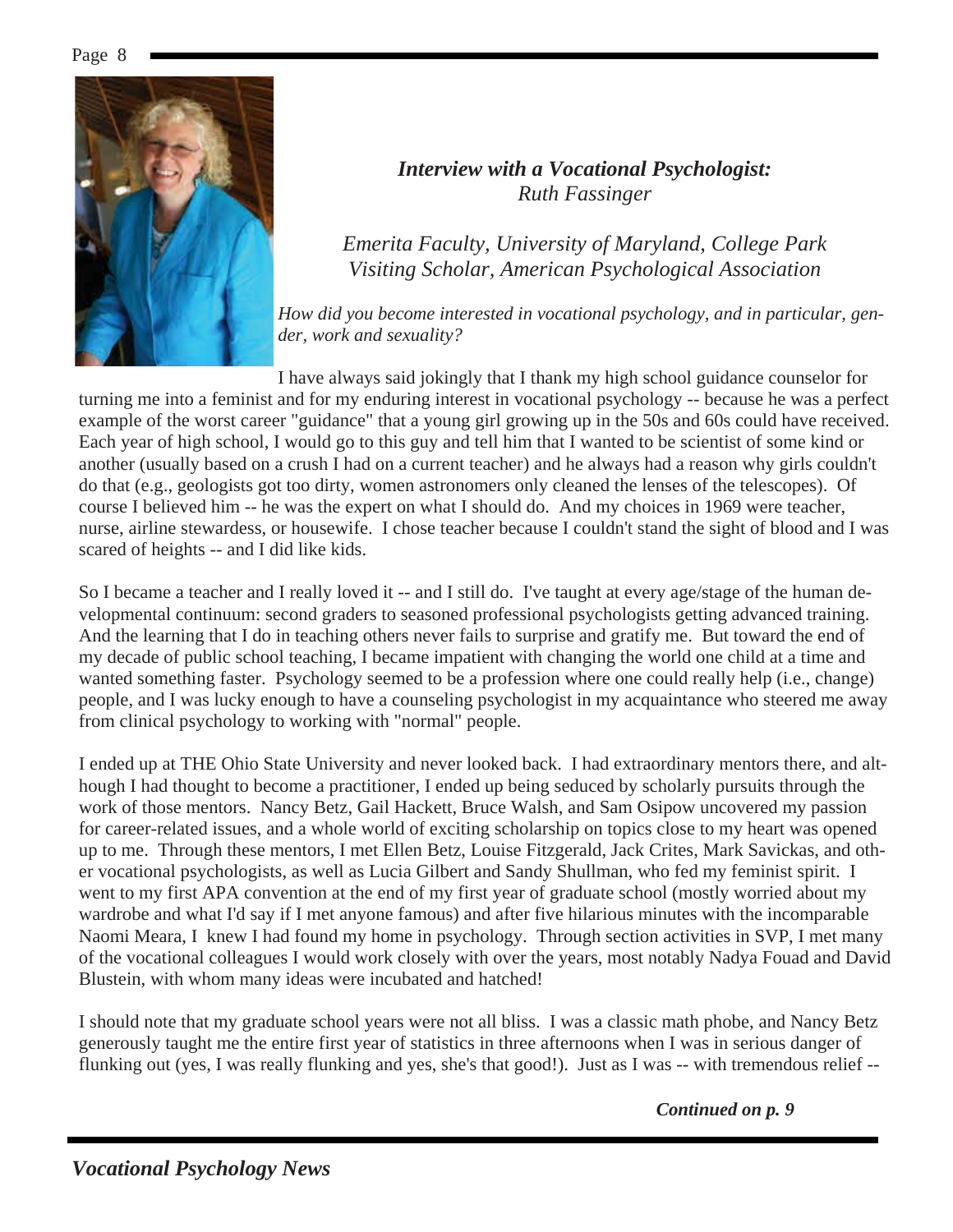### *Interview with a Vocational Psychologist: Ruth Fassinger*

*Emerita Faculty, University of Maryland, College Park*
*Visiting Scholar, American Psychological Association*

*How did you become interested in vocational psychology, and in particular, gender, work and sexuality?*

I have always said jokingly that I thank my high school guidance counselor for turning me into a feminist and for my enduring interest in vocational psychology -- because he was a perfect example of the worst career "guidance" that a young girl growing up in the 50s and 60s could have received. Each year of high school, I would go to this guy and tell him that I wanted to be scientist of some kind or another (usually based on a crush I had on a current teacher) and he always had a reason why girls couldn't do that (e.g., geologists got too dirty, women astronomers only cleaned the lenses of the telescopes). Of course I believed him -- he was the expert on what I should do. And my choices in 1969 were teacher, nurse, airline stewardess, or housewife. I chose teacher because I couldn't stand the sight of blood and I was scared of heights -- and I did like kids.

So I became a teacher and I really loved it -- and I still do. I've taught at every age/stage of the human developmental continuum: second graders to seasoned professional psychologists getting advanced training. And the learning that I do in teaching others never fails to surprise and gratify me. But toward the end of my decade of public school teaching, I became impatient with changing the world one child at a time and wanted something faster. Psychology seemed to be a profession where one could really help (i.e., change) people, and I was lucky enough to have a counseling psychologist in my acquaintance who steered me away from clinical psychology to working with "normal" people.

I ended up at THE Ohio State University and never looked back. I had extraordinary mentors there, and although I had thought to become a practitioner, I ended up being seduced by scholarly pursuits through the work of those mentors. Nancy Betz, Gail Hackett, Bruce Walsh, and Sam Osipow uncovered my passion for career-related issues, and a whole world of exciting scholarship on topics close to my heart was opened up to me. Through these mentors, I met Ellen Betz, Louise Fitzgerald, Jack Crites, Mark Savickas, and other vocational psychologists, as well as Lucia Gilbert and Sandy Shullman, who fed my feminist spirit. I went to my first APA convention at the end of my first year of graduate school (mostly worried about my wardrobe and what I'd say if I met anyone famous) and after five hilarious minutes with the incomparable Naomi Meara, I knew I had found my home in psychology. Through section activities in SVP, I met many of the vocational colleagues I would work closely with over the years, most notably Nadya Fouad and David Blustein, with whom many ideas were incubated and hatched!

I should note that my graduate school years were not all bliss. I was a classic math phobe, and Nancy Betz generously taught me the entire first year of statistics in three afternoons when I was in serious danger of flunking out (yes, I was really flunking and yes, she's that good!). Just as I was -- with tremendous relief --

***Continued on p. 9***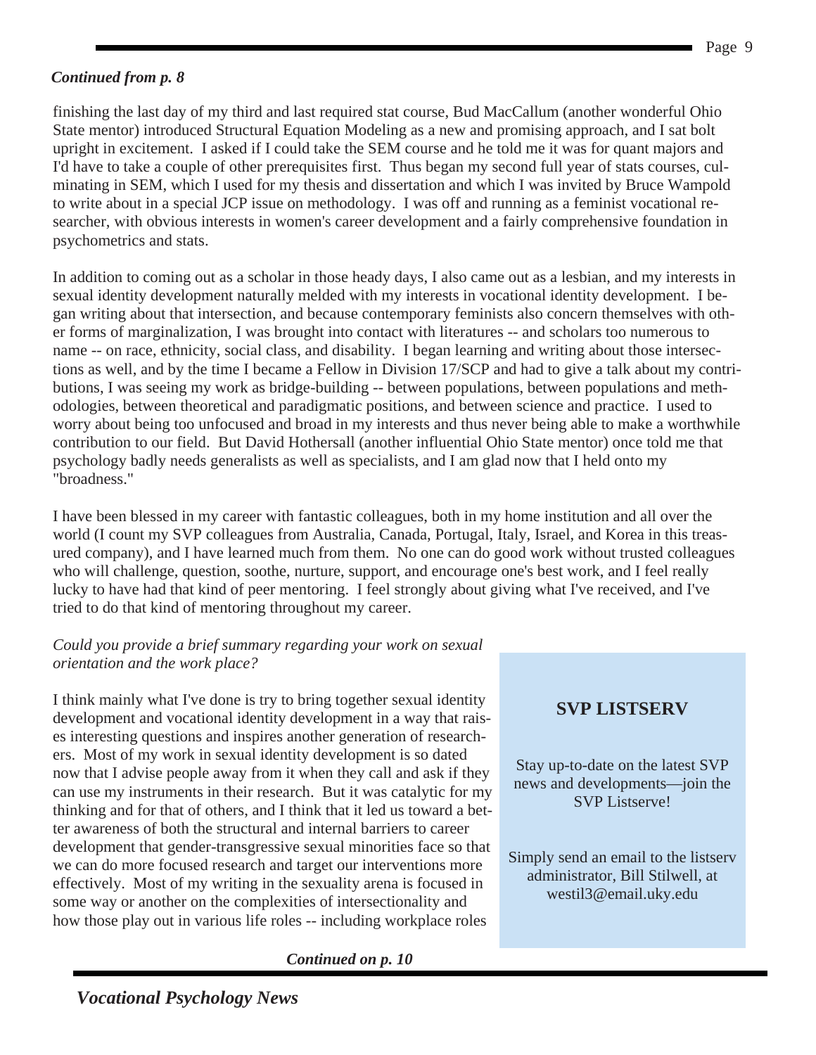*Continued from p. 8*

finishing the last day of my third and last required stat course, Bud MacCallum (another wonderful Ohio State mentor) introduced Structural Equation Modeling as a new and promising approach, and I sat bolt upright in excitement. I asked if I could take the SEM course and he told me it was for quant majors and I'd have to take a couple of other prerequisites first. Thus began my second full year of stats courses, culminating in SEM, which I used for my thesis and dissertation and which I was invited by Bruce Wampold to write about in a special JCP issue on methodology. I was off and running as a feminist vocational researcher, with obvious interests in women's career development and a fairly comprehensive foundation in psychometrics and stats.

In addition to coming out as a scholar in those heady days, I also came out as a lesbian, and my interests in sexual identity development naturally melded with my interests in vocational identity development. I began writing about that intersection, and because contemporary feminists also concern themselves with other forms of marginalization, I was brought into contact with literatures -- and scholars too numerous to name -- on race, ethnicity, social class, and disability. I began learning and writing about those intersections as well, and by the time I became a Fellow in Division 17/SCP and had to give a talk about my contributions, I was seeing my work as bridge-building -- between populations, between populations and methodologies, between theoretical and paradigmatic positions, and between science and practice. I used to worry about being too unfocused and broad in my interests and thus never being able to make a worthwhile contribution to our field. But David Hothersall (another influential Ohio State mentor) once told me that psychology badly needs generalists as well as specialists, and I am glad now that I held onto my "broadness."

I have been blessed in my career with fantastic colleagues, both in my home institution and all over the world (I count my SVP colleagues from Australia, Canada, Portugal, Italy, Israel, and Korea in this treasured company), and I have learned much from them. No one can do good work without trusted colleagues who will challenge, question, soothe, nurture, support, and encourage one's best work, and I feel really lucky to have had that kind of peer mentoring. I feel strongly about giving what I've received, and I've tried to do that kind of mentoring throughout my career.

*Could you provide a brief summary regarding your work on sexual orientation and the work place?*

I think mainly what I've done is try to bring together sexual identity development and vocational identity development in a way that raises interesting questions and inspires another generation of researchers. Most of my work in sexual identity development is so dated now that I advise people away from it when they call and ask if they can use my instruments in their research. But it was catalytic for my thinking and for that of others, and I think that it led us toward a better awareness of both the structural and internal barriers to career development that gender-transgressive sexual minorities face so that we can do more focused research and target our interventions more effectively. Most of my writing in the sexuality arena is focused in some way or another on the complexities of intersectionality and how those play out in various life roles -- including workplace roles

*Continued on p. 10*

## SVP LISTSERV

Stay up-to-date on the latest SVP news and developments—join the SVP Listserve!

Simply send an email to the listserv administrator, Bill Stilwell, at westil3@email.uky.edu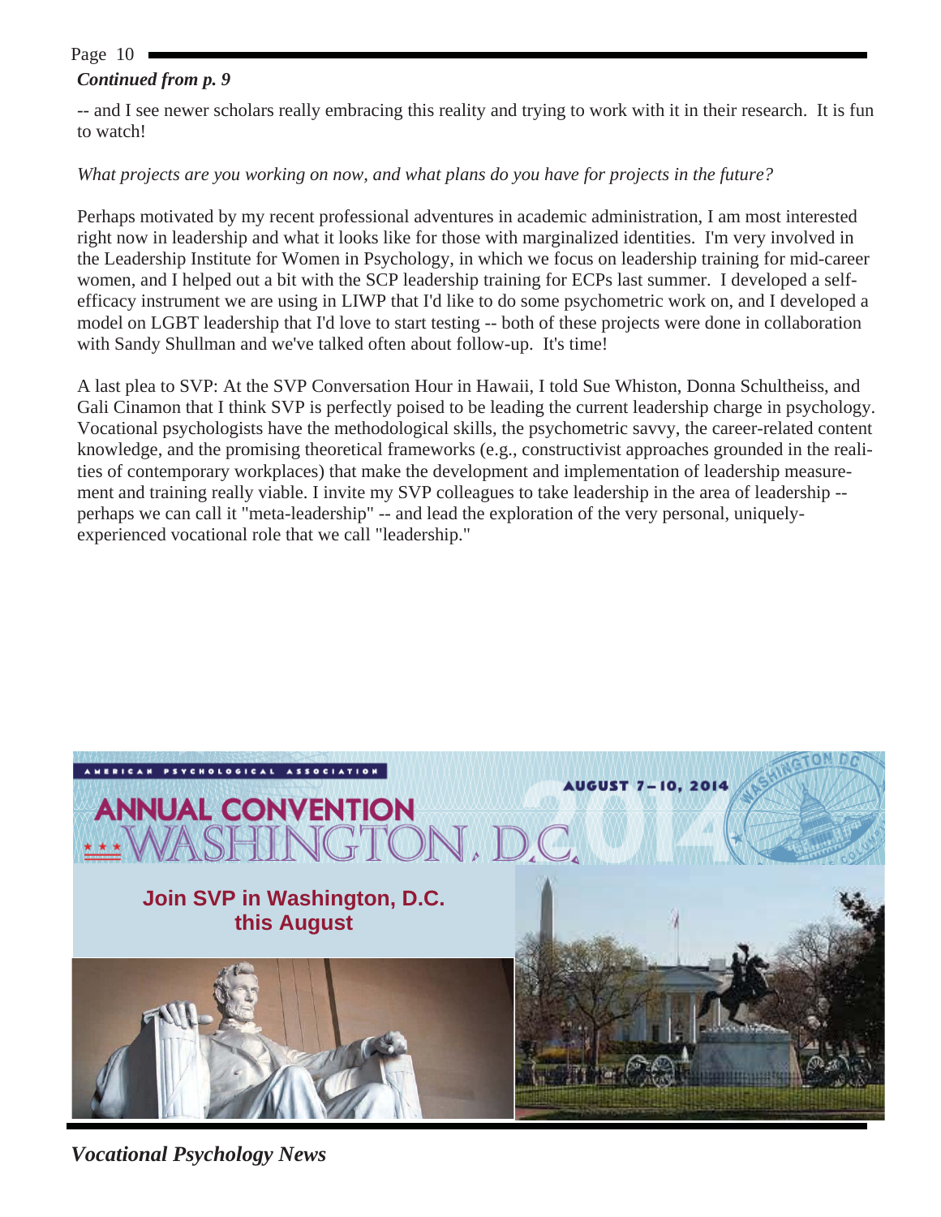***Continued from p. 9***

-- and I see newer scholars really embracing this reality and trying to work with it in their research. It is fun to watch!

*What projects are you working on now, and what plans do you have for projects in the future?*

Perhaps motivated by my recent professional adventures in academic administration, I am most interested right now in leadership and what it looks like for those with marginalized identities. I'm very involved in the Leadership Institute for Women in Psychology, in which we focus on leadership training for mid-career women, and I helped out a bit with the SCP leadership training for ECPs last summer. I developed a self-efficacy instrument we are using in LIWP that I'd like to do some psychometric work on, and I developed a model on LGBT leadership that I'd love to start testing -- both of these projects were done in collaboration with Sandy Shullman and we've talked often about follow-up. It's time!

A last plea to SVP: At the SVP Conversation Hour in Hawaii, I told Sue Whiston, Donna Schultheiss, and Gali Cinamon that I think SVP is perfectly poised to be leading the current leadership charge in psychology. Vocational psychologists have the methodological skills, the psychometric savvy, the career-related content knowledge, and the promising theoretical frameworks (e.g., constructivist approaches grounded in the realities of contemporary workplaces) that make the development and implementation of leadership measurement and training really viable. I invite my SVP colleagues to take leadership in the area of leadership -- perhaps we can call it "meta-leadership" -- and lead the exploration of the very personal, uniquely-experienced vocational role that we call "leadership."

AMERICAN PSYCHOLOGICAL ASSOCIATION

ANNUAL CONVENTION WASHINGTON, D.C. 2014

AUGUST 7–10, 2014

**Join SVP in Washington, D.C. this August**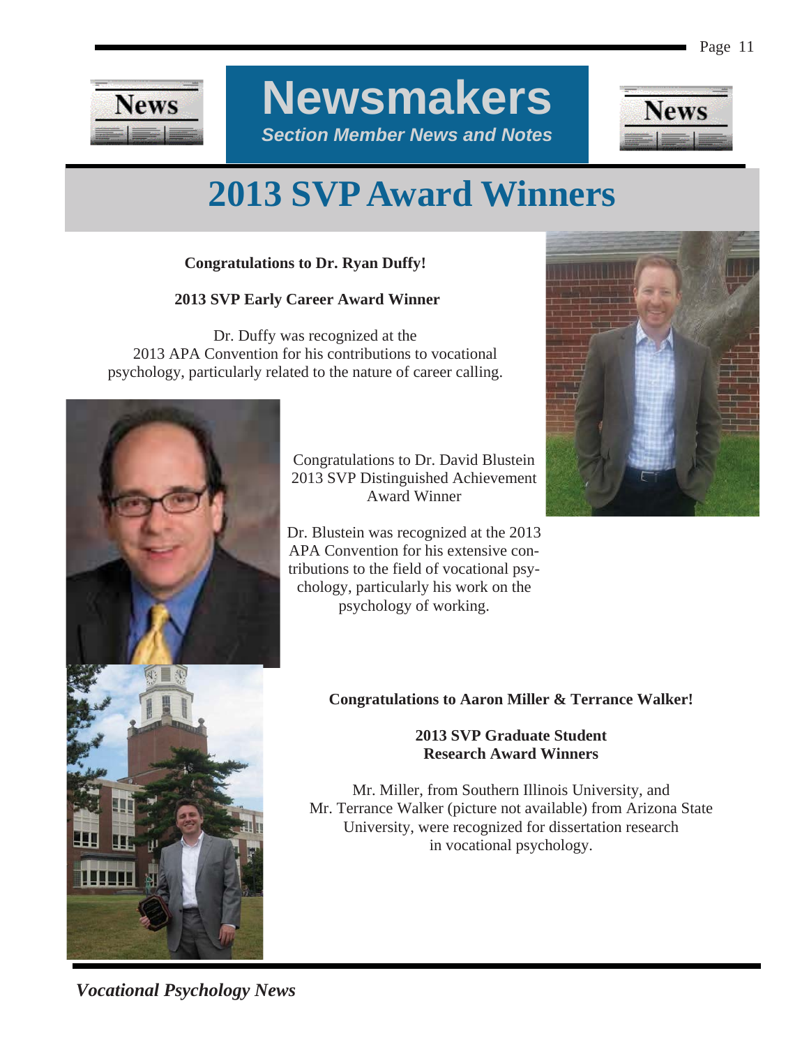# Newsmakers

***Section Member News and Notes***

## 2013 SVP Award Winners

**Congratulations to Dr. Ryan Duffy!**

**2013 SVP Early Career Award Winner**

Dr. Duffy was recognized at the 2013 APA Convention for his contributions to vocational psychology, particularly related to the nature of career calling.

Congratulations to Dr. David Blustein 2013 SVP Distinguished Achievement Award Winner

Dr. Blustein was recognized at the 2013 APA Convention for his extensive contributions to the field of vocational psychology, particularly his work on the psychology of working.

**Congratulations to Aaron Miller & Terrance Walker!**

**2013 SVP Graduate Student Research Award Winners**

Mr. Miller, from Southern Illinois University, and Mr. Terrance Walker (picture not available) from Arizona State University, were recognized for dissertation research in vocational psychology.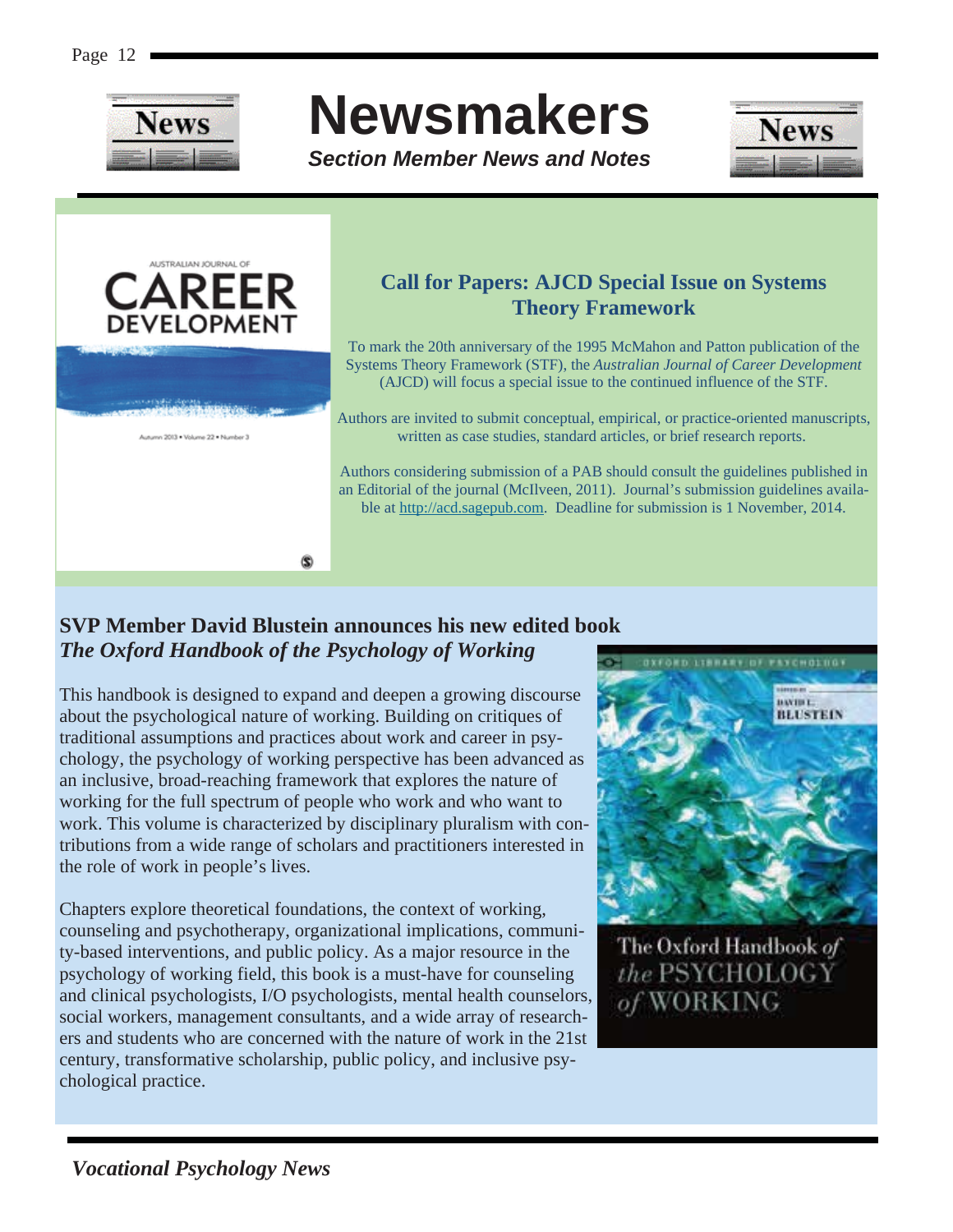# Newsmakers

***Section Member News and Notes***

## Call for Papers: AJCD Special Issue on Systems Theory Framework

To mark the 20th anniversary of the 1995 McMahon and Patton publication of the Systems Theory Framework (STF), the *Australian Journal of Career Development* (AJCD) will focus a special issue to the continued influence of the STF.

Authors are invited to submit conceptual, empirical, or practice-oriented manuscripts, written as case studies, standard articles, or brief research reports.

Authors considering submission of a PAB should consult the guidelines published in an Editorial of the journal (McIlveen, 2011). Journal's submission guidelines available at http://acd.sagepub.com. Deadline for submission is 1 November, 2014.

## SVP Member David Blustein announces his new edited book *The Oxford Handbook of the Psychology of Working*

This handbook is designed to expand and deepen a growing discourse about the psychological nature of working. Building on critiques of traditional assumptions and practices about work and career in psychology, the psychology of working perspective has been advanced as an inclusive, broad-reaching framework that explores the nature of working for the full spectrum of people who work and who want to work. This volume is characterized by disciplinary pluralism with contributions from a wide range of scholars and practitioners interested in the role of work in people's lives.

Chapters explore theoretical foundations, the context of working, counseling and psychotherapy, organizational implications, community-based interventions, and public policy. As a major resource in the psychology of working field, this book is a must-have for counseling and clinical psychologists, I/O psychologists, mental health counselors, social workers, management consultants, and a wide array of researchers and students who are concerned with the nature of work in the 21st century, transformative scholarship, public policy, and inclusive psychological practice.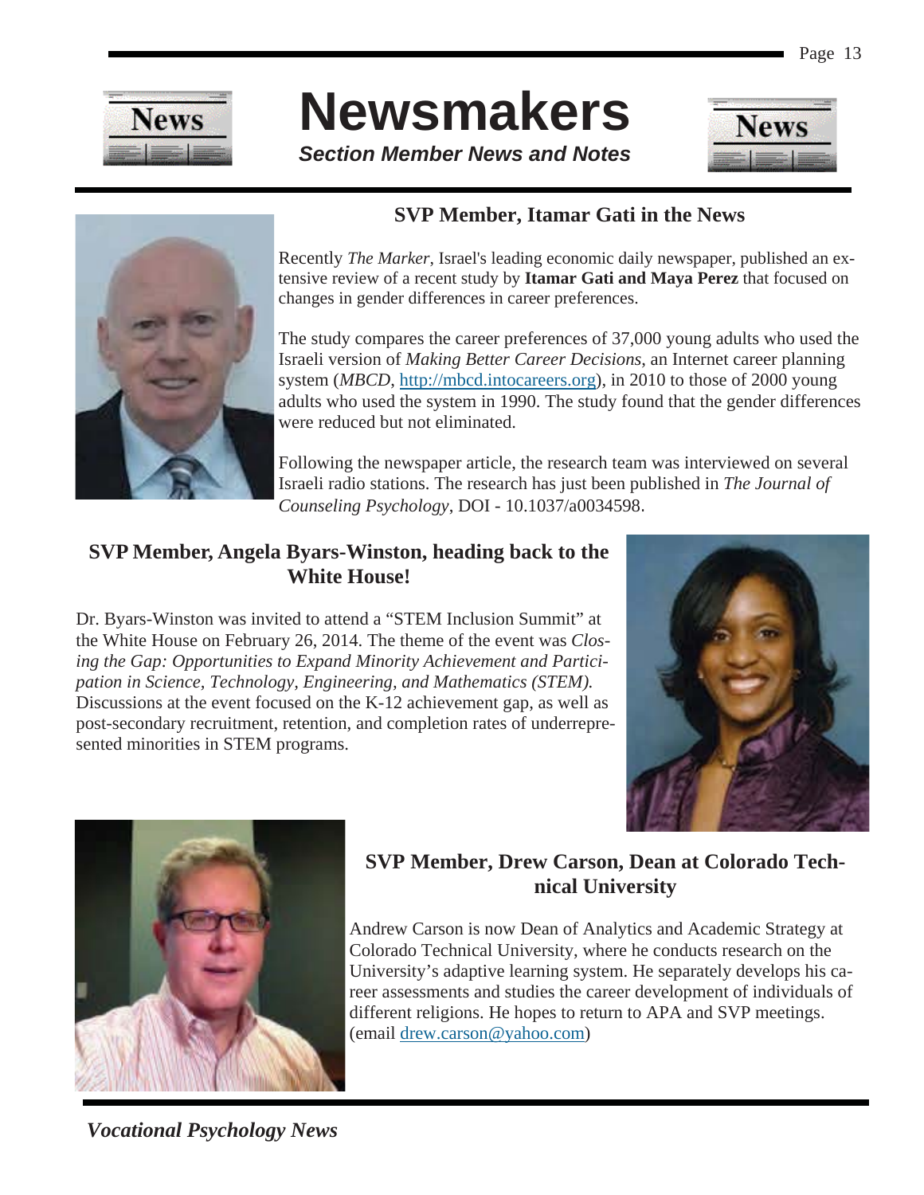# Newsmakers

***Section Member News and Notes***

## SVP Member, Itamar Gati in the News

Recently *The Marker*, Israel's leading economic daily newspaper, published an extensive review of a recent study by **Itamar Gati and Maya Perez** that focused on changes in gender differences in career preferences.

The study compares the career preferences of 37,000 young adults who used the Israeli version of *Making Better Career Decisions*, an Internet career planning system (*MBCD*, http://mbcd.intocareers.org), in 2010 to those of 2000 young adults who used the system in 1990. The study found that the gender differences were reduced but not eliminated.

Following the newspaper article, the research team was interviewed on several Israeli radio stations. The research has just been published in *The Journal of Counseling Psychology*, DOI - 10.1037/a0034598.

## SVP Member, Angela Byars-Winston, heading back to the White House!

Dr. Byars-Winston was invited to attend a "STEM Inclusion Summit" at the White House on February 26, 2014. The theme of the event was *Closing the Gap: Opportunities to Expand Minority Achievement and Participation in Science, Technology, Engineering, and Mathematics (STEM).* Discussions at the event focused on the K-12 achievement gap, as well as post-secondary recruitment, retention, and completion rates of underrepresented minorities in STEM programs.

## SVP Member, Drew Carson, Dean at Colorado Technical University

Andrew Carson is now Dean of Analytics and Academic Strategy at Colorado Technical University, where he conducts research on the University's adaptive learning system. He separately develops his career assessments and studies the career development of individuals of different religions. He hopes to return to APA and SVP meetings. (email drew.carson@yahoo.com)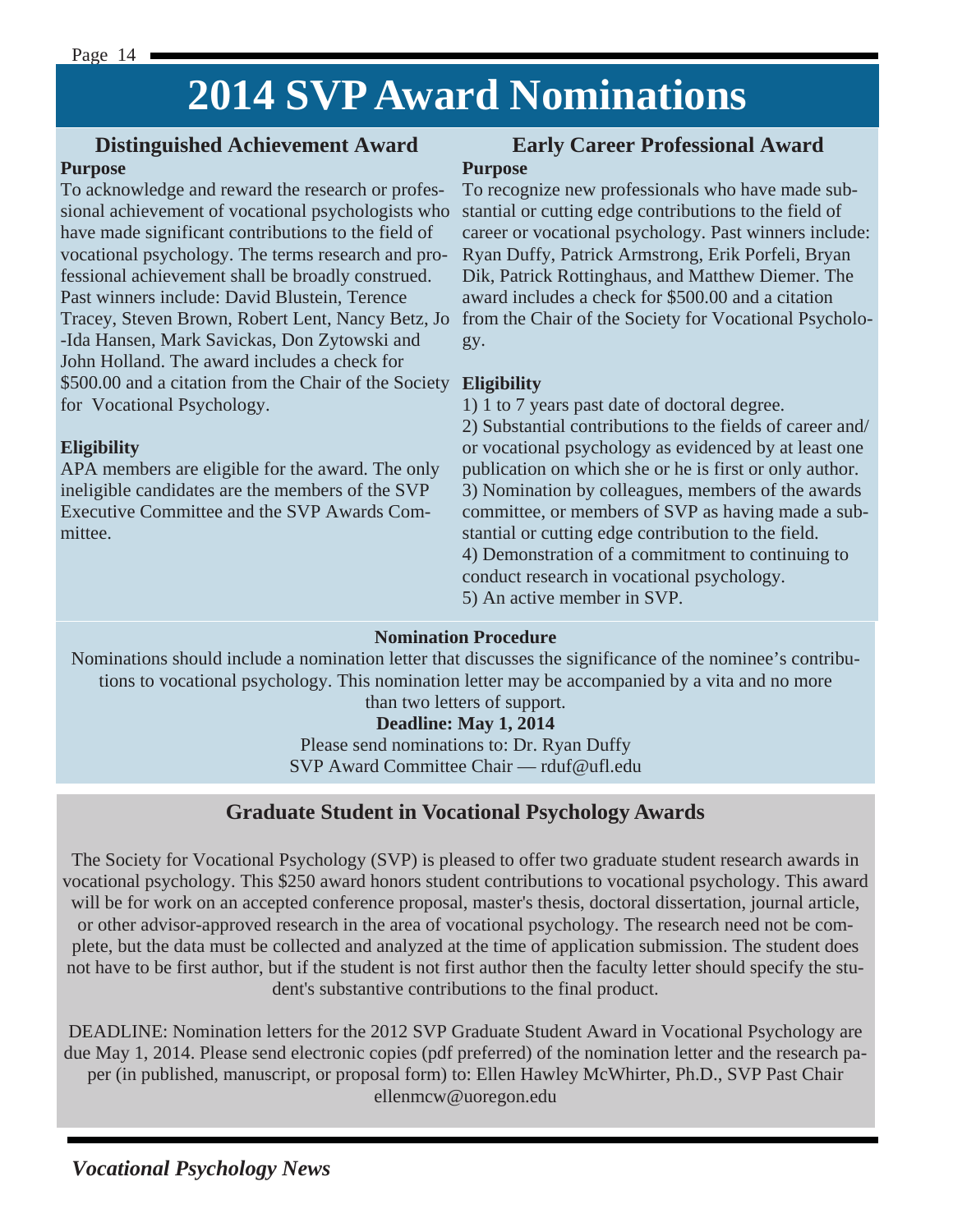# 2014 SVP Award Nominations

## Distinguished Achievement Award

**Purpose**

To acknowledge and reward the research or professional achievement of vocational psychologists who have made significant contributions to the field of vocational psychology. The terms research and professional achievement shall be broadly construed. Past winners include: David Blustein, Terence Tracey, Steven Brown, Robert Lent, Nancy Betz, Jo-Ida Hansen, Mark Savickas, Don Zytowski and John Holland. The award includes a check for $500.00 and a citation from the Chair of the Society for Vocational Psychology.

**Eligibility**

APA members are eligible for the award. The only ineligible candidates are the members of the SVP Executive Committee and the SVP Awards Committee.

## Early Career Professional Award

**Purpose**

To recognize new professionals who have made substantial or cutting edge contributions to the field of career or vocational psychology. Past winners include: Ryan Duffy, Patrick Armstrong, Erik Porfeli, Bryan Dik, Patrick Rottinghaus, and Matthew Diemer. The award includes a check for $500.00 and a citation from the Chair of the Society for Vocational Psychology.

**Eligibility**

1) 1 to 7 years past date of doctoral degree.
2) Substantial contributions to the fields of career and/or vocational psychology as evidenced by at least one publication on which she or he is first or only author.
3) Nomination by colleagues, members of the awards committee, or members of SVP as having made a substantial or cutting edge contribution to the field.
4) Demonstration of a commitment to continuing to conduct research in vocational psychology.
5) An active member in SVP.

**Nomination Procedure**

Nominations should include a nomination letter that discusses the significance of the nominee's contributions to vocational psychology. This nomination letter may be accompanied by a vita and no more than two letters of support.

**Deadline: May 1, 2014**

Please send nominations to: Dr. Ryan Duffy
SVP Award Committee Chair — rduf@ufl.edu

## Graduate Student in Vocational Psychology Awards

The Society for Vocational Psychology (SVP) is pleased to offer two graduate student research awards in vocational psychology. This $250 award honors student contributions to vocational psychology. This award will be for work on an accepted conference proposal, master's thesis, doctoral dissertation, journal article, or other advisor-approved research in the area of vocational psychology. The research need not be complete, but the data must be collected and analyzed at the time of application submission. The student does not have to be first author, but if the student is not first author then the faculty letter should specify the student's substantive contributions to the final product.

DEADLINE: Nomination letters for the 2012 SVP Graduate Student Award in Vocational Psychology are due May 1, 2014. Please send electronic copies (pdf preferred) of the nomination letter and the research paper (in published, manuscript, or proposal form) to: Ellen Hawley McWhirter, Ph.D., SVP Past Chair ellenmcw@uoregon.edu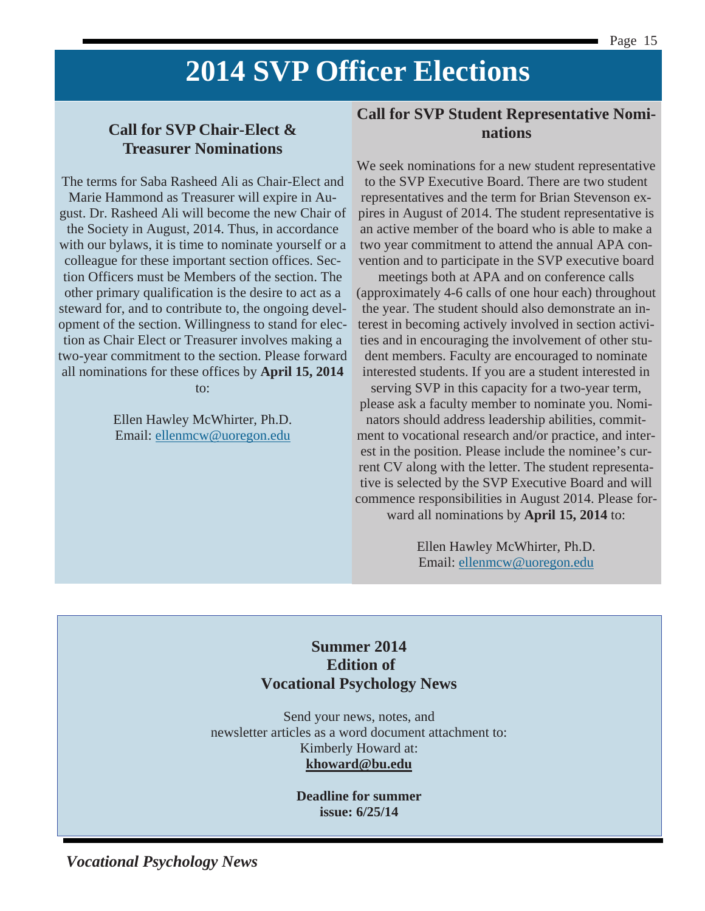# 2014 SVP Officer Elections

## Call for SVP Chair-Elect & Treasurer Nominations

The terms for Saba Rasheed Ali as Chair-Elect and Marie Hammond as Treasurer will expire in August. Dr. Rasheed Ali will become the new Chair of the Society in August, 2014. Thus, in accordance with our bylaws, it is time to nominate yourself or a colleague for these important section offices. Section Officers must be Members of the section. The other primary qualification is the desire to act as a steward for, and to contribute to, the ongoing development of the section. Willingness to stand for election as Chair Elect or Treasurer involves making a two-year commitment to the section. Please forward all nominations for these offices by **April 15, 2014** to:

Ellen Hawley McWhirter, Ph.D.
Email: ellenmcw@uoregon.edu

## Call for SVP Student Representative Nominations

We seek nominations for a new student representative to the SVP Executive Board. There are two student representatives and the term for Brian Stevenson expires in August of 2014. The student representative is an active member of the board who is able to make a two year commitment to attend the annual APA convention and to participate in the SVP executive board meetings both at APA and on conference calls (approximately 4-6 calls of one hour each) throughout the year. The student should also demonstrate an interest in becoming actively involved in section activities and in encouraging the involvement of other student members. Faculty are encouraged to nominate interested students. If you are a student interested in serving SVP in this capacity for a two-year term, please ask a faculty member to nominate you. Nominators should address leadership abilities, commitment to vocational research and/or practice, and interest in the position. Please include the nominee's current CV along with the letter. The student representative is selected by the SVP Executive Board and will commence responsibilities in August 2014. Please forward all nominations by **April 15, 2014** to:

Ellen Hawley McWhirter, Ph.D.
Email: ellenmcw@uoregon.edu

**Summer 2014**
**Edition of**
**Vocational Psychology News**

Send your news, notes, and
newsletter articles as a word document attachment to:
Kimberly Howard at:
**khoward@bu.edu**

**Deadline for summer issue: 6/25/14**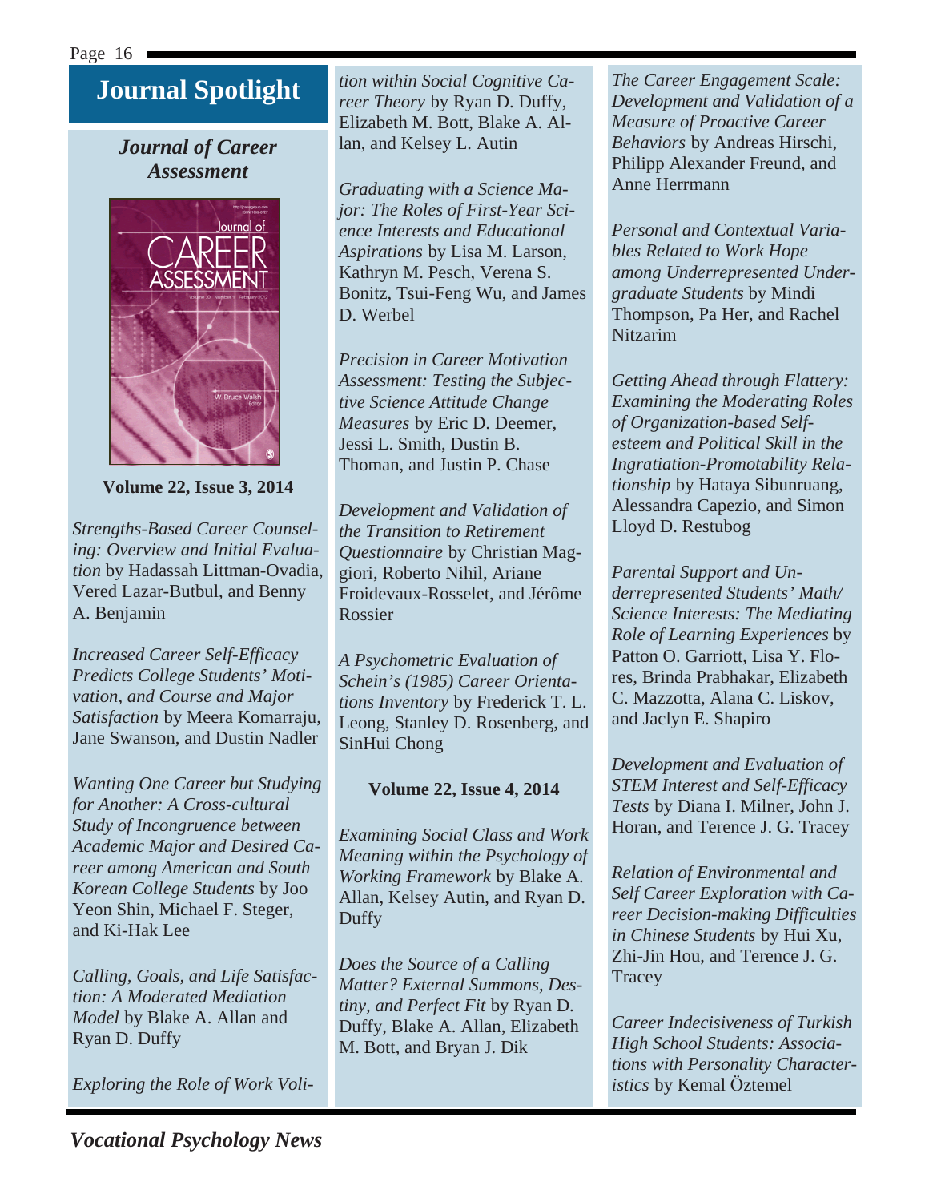# Journal Spotlight

## *Journal of Career Assessment*

**Volume 22, Issue 3, 2014**

*Strengths-Based Career Counseling: Overview and Initial Evaluation* by Hadassah Littman-Ovadia, Vered Lazar-Butbul, and Benny A. Benjamin

*Increased Career Self-Efficacy Predicts College Students' Motivation, and Course and Major Satisfaction* by Meera Komarraju, Jane Swanson, and Dustin Nadler

*Wanting One Career but Studying for Another: A Cross-cultural Study of Incongruence between Academic Major and Desired Career among American and South Korean College Students* by Joo Yeon Shin, Michael F. Steger, and Ki-Hak Lee

*Calling, Goals, and Life Satisfaction: A Moderated Mediation Model* by Blake A. Allan and Ryan D. Duffy

*Exploring the Role of Work Volition within Social Cognitive Career Theory* by Ryan D. Duffy, Elizabeth M. Bott, Blake A. Allan, and Kelsey L. Autin

*Graduating with a Science Major: The Roles of First-Year Science Interests and Educational Aspirations* by Lisa M. Larson, Kathryn M. Pesch, Verena S. Bonitz, Tsui-Feng Wu, and James D. Werbel

*Precision in Career Motivation Assessment: Testing the Subjective Science Attitude Change Measures* by Eric D. Deemer, Jessi L. Smith, Dustin B. Thoman, and Justin P. Chase

*Development and Validation of the Transition to Retirement Questionnaire* by Christian Maggiori, Roberto Nihil, Ariane Froidevaux-Rosselet, and Jérôme Rossier

*A Psychometric Evaluation of Schein's (1985) Career Orientations Inventory* by Frederick T. L. Leong, Stanley D. Rosenberg, and SinHui Chong

**Volume 22, Issue 4, 2014**

*Examining Social Class and Work Meaning within the Psychology of Working Framework* by Blake A. Allan, Kelsey Autin, and Ryan D. Duffy

*Does the Source of a Calling Matter? External Summons, Destiny, and Perfect Fit* by Ryan D. Duffy, Blake A. Allan, Elizabeth M. Bott, and Bryan J. Dik

*The Career Engagement Scale: Development and Validation of a Measure of Proactive Career Behaviors* by Andreas Hirschi, Philipp Alexander Freund, and Anne Herrmann

*Personal and Contextual Variables Related to Work Hope among Underrepresented Undergraduate Students* by Mindi Thompson, Pa Her, and Rachel Nitzarim

*Getting Ahead through Flattery: Examining the Moderating Roles of Organization-based Self-esteem and Political Skill in the Ingratiation-Promotability Relationship* by Hataya Sibunruang, Alessandra Capezio, and Simon Lloyd D. Restubog

*Parental Support and Underrepresented Students' Math/Science Interests: The Mediating Role of Learning Experiences* by Patton O. Garriott, Lisa Y. Flores, Brinda Prabhakar, Elizabeth C. Mazzotta, Alana C. Liskov, and Jaclyn E. Shapiro

*Development and Evaluation of STEM Interest and Self-Efficacy Tests* by Diana I. Milner, John J. Horan, and Terence J. G. Tracey

*Relation of Environmental and Self Career Exploration with Career Decision-making Difficulties in Chinese Students* by Hui Xu, Zhi-Jin Hou, and Terence J. G. Tracey

*Career Indecisiveness of Turkish High School Students: Associations with Personality Characteristics* by Kemal Öztemel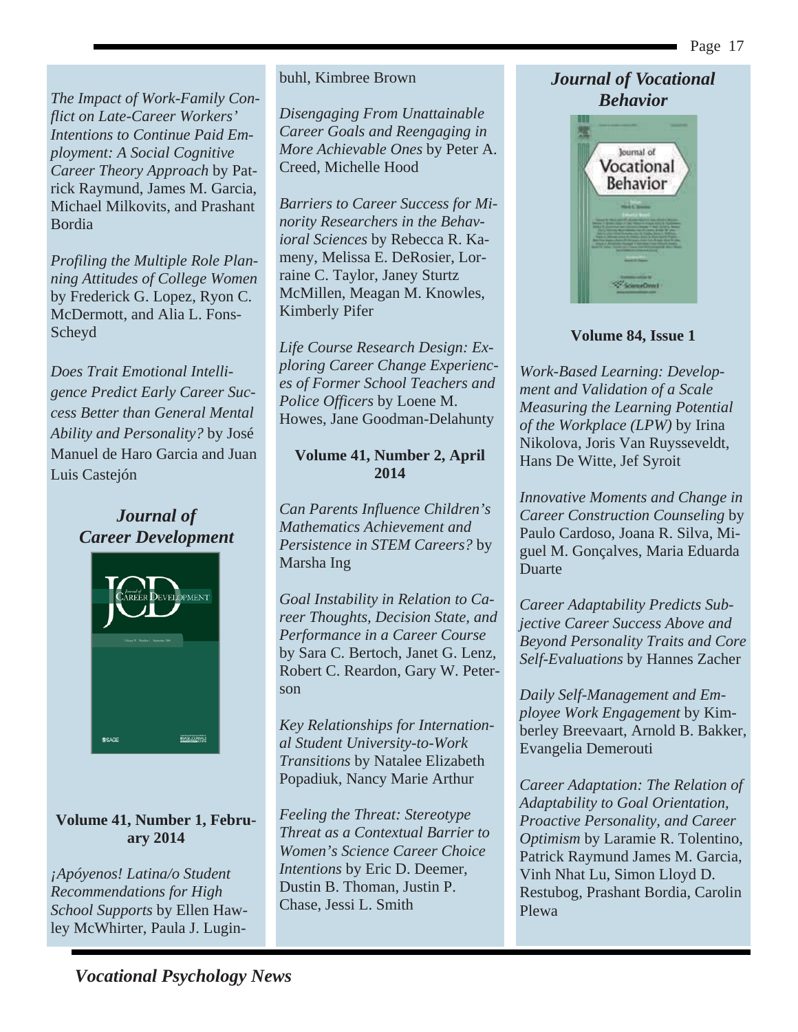*The Impact of Work-Family Conflict on Late-Career Workers' Intentions to Continue Paid Employment: A Social Cognitive Career Theory Approach* by Patrick Raymund, James M. Garcia, Michael Milkovits, and Prashant Bordia

*Profiling the Multiple Role Planning Attitudes of College Women* by Frederick G. Lopez, Ryon C. McDermott, and Alia L. Fons-Scheyd

*Does Trait Emotional Intelligence Predict Early Career Success Better than General Mental Ability and Personality?* by José Manuel de Haro Garcia and Juan Luis Castejón

## *Journal of Career Development*

**Volume 41, Number 1, February 2014**

*¡Apóyenos! Latina/o Student Recommendations for High School Supports* by Ellen Hawley McWhirter, Paula J. Luginbuhl, Kimbree Brown

*Disengaging From Unattainable Career Goals and Reengaging in More Achievable Ones* by Peter A. Creed, Michelle Hood

*Barriers to Career Success for Minority Researchers in the Behavioral Sciences* by Rebecca R. Kameny, Melissa E. DeRosier, Lorraine C. Taylor, Janey Sturtz McMillen, Meagan M. Knowles, Kimberly Pifer

*Life Course Research Design: Exploring Career Change Experiences of Former School Teachers and Police Officers* by Loene M. Howes, Jane Goodman-Delahunty

**Volume 41, Number 2, April 2014**

*Can Parents Influence Children's Mathematics Achievement and Persistence in STEM Careers?* by Marsha Ing

*Goal Instability in Relation to Career Thoughts, Decision State, and Performance in a Career Course* by Sara C. Bertoch, Janet G. Lenz, Robert C. Reardon, Gary W. Peterson

*Key Relationships for International Student University-to-Work Transitions* by Natalee Elizabeth Popadiuk, Nancy Marie Arthur

*Feeling the Threat: Stereotype Threat as a Contextual Barrier to Women's Science Career Choice Intentions* by Eric D. Deemer, Dustin B. Thoman, Justin P. Chase, Jessi L. Smith

## *Journal of Vocational Behavior*

**Volume 84, Issue 1**

*Work-Based Learning: Development and Validation of a Scale Measuring the Learning Potential of the Workplace (LPW)* by Irina Nikolova, Joris Van Ruysseveldt, Hans De Witte, Jef Syroit

*Innovative Moments and Change in Career Construction Counseling* by Paulo Cardoso, Joana R. Silva, Miguel M. Gonçalves, Maria Eduarda Duarte

*Career Adaptability Predicts Subjective Career Success Above and Beyond Personality Traits and Core Self-Evaluations* by Hannes Zacher

*Daily Self-Management and Employee Work Engagement* by Kimberley Breevaart, Arnold B. Bakker, Evangelia Demerouti

*Career Adaptation: The Relation of Adaptability to Goal Orientation, Proactive Personality, and Career Optimism* by Laramie R. Tolentino, Patrick Raymund James M. Garcia, Vinh Nhat Lu, Simon Lloyd D. Restubog, Prashant Bordia, Carolin Plewa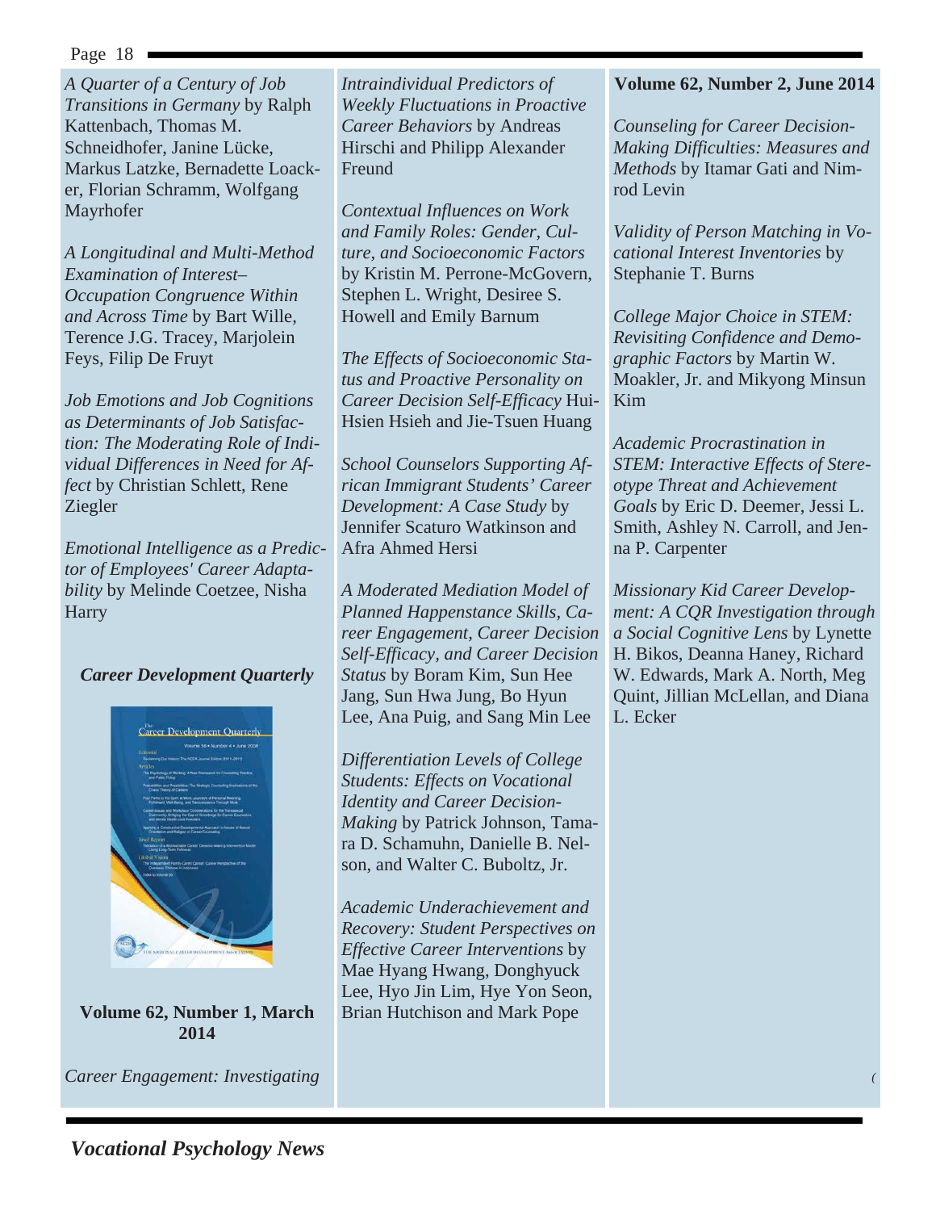*A Quarter of a Century of Job Transitions in Germany* by Ralph Kattenbach, Thomas M. Schneidhofer, Janine Lücke, Markus Latzke, Bernadette Loacker, Florian Schramm, Wolfgang Mayrhofer

*A Longitudinal and Multi-Method Examination of Interest–Occupation Congruence Within and Across Time* by Bart Wille, Terence J.G. Tracey, Marjolein Feys, Filip De Fruyt

*Job Emotions and Job Cognitions as Determinants of Job Satisfaction: The Moderating Role of Individual Differences in Need for Affect* by Christian Schlett, Rene Ziegler

*Emotional Intelligence as a Predictor of Employees' Career Adaptability* by Melinde Coetzee, Nisha Harry

### *Career Development Quarterly*

**Volume 62, Number 1, March 2014**

*Career Engagement: Investigating Intraindividual Predictors of Weekly Fluctuations in Proactive Career Behaviors* by Andreas Hirschi and Philipp Alexander Freund

*Contextual Influences on Work and Family Roles: Gender, Culture, and Socioeconomic Factors* by Kristin M. Perrone-McGovern, Stephen L. Wright, Desiree S. Howell and Emily Barnum

*The Effects of Socioeconomic Status and Proactive Personality on Career Decision Self-Efficacy* Hui-Hsien Hsieh and Jie-Tsuen Huang

*School Counselors Supporting African Immigrant Students' Career Development: A Case Study* by Jennifer Scaturo Watkinson and Afra Ahmed Hersi

*A Moderated Mediation Model of Planned Happenstance Skills, Career Engagement, Career Decision Self-Efficacy, and Career Decision Status* by Boram Kim, Sun Hee Jang, Sun Hwa Jung, Bo Hyun Lee, Ana Puig, and Sang Min Lee

*Differentiation Levels of College Students: Effects on Vocational Identity and Career Decision-Making* by Patrick Johnson, Tamara D. Schamuhn, Danielle B. Nelson, and Walter C. Buboltz, Jr.

*Academic Underachievement and Recovery: Student Perspectives on Effective Career Interventions* by Mae Hyang Hwang, Donghyuck Lee, Hyo Jin Lim, Hye Yon Seon, Brian Hutchison and Mark Pope

**Volume 62, Number 2, June 2014**

*Counseling for Career Decision-Making Difficulties: Measures and Methods* by Itamar Gati and Nimrod Levin

*Validity of Person Matching in Vocational Interest Inventories* by Stephanie T. Burns

*College Major Choice in STEM: Revisiting Confidence and Demographic Factors* by Martin W. Moakler, Jr. and Mikyong Minsun Kim

*Academic Procrastination in STEM: Interactive Effects of Stereotype Threat and Achievement Goals* by Eric D. Deemer, Jessi L. Smith, Ashley N. Carroll, and Jenna P. Carpenter

*Missionary Kid Career Development: A CQR Investigation through a Social Cognitive Lens* by Lynette H. Bikos, Deanna Haney, Richard W. Edwards, Mark A. North, Meg Quint, Jillian McLellan, and Diana L. Ecker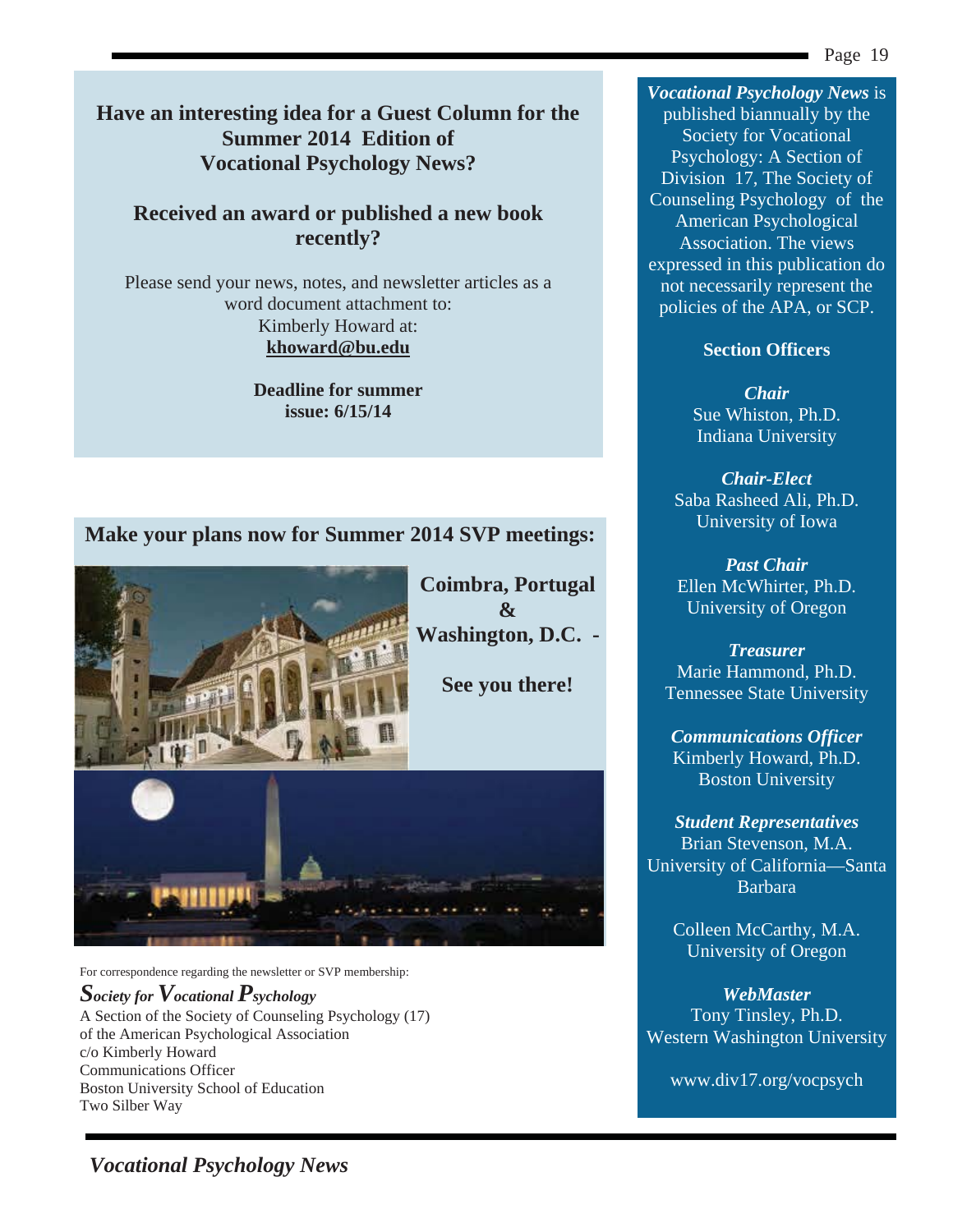**Have an interesting idea for a Guest Column for the Summer 2014 Edition of Vocational Psychology News?**

**Received an award or published a new book recently?**

Please send your news, notes, and newsletter articles as a word document attachment to:
Kimberly Howard at:
**khoward@bu.edu**

**Deadline for summer issue: 6/15/14**

**Make your plans now for Summer 2014 SVP meetings:**

**Coimbra, Portugal & Washington, D.C. -**

**See you there!**

For correspondence regarding the newsletter or SVP membership:

***Society for Vocational Psychology***
A Section of the Society of Counseling Psychology (17)
of the American Psychological Association
c/o Kimberly Howard
Communications Officer
Boston University School of Education
Two Silber Way

***Vocational Psychology News*** is published biannually by the Society for Vocational Psychology: A Section of Division 17, The Society of Counseling Psychology of the American Psychological Association. The views expressed in this publication do not necessarily represent the policies of the APA, or SCP.

**Section Officers**

***Chair***
Sue Whiston, Ph.D.
Indiana University

***Chair-Elect***
Saba Rasheed Ali, Ph.D.
University of Iowa

***Past Chair***
Ellen McWhirter, Ph.D.
University of Oregon

***Treasurer***
Marie Hammond, Ph.D.
Tennessee State University

***Communications Officer***
Kimberly Howard, Ph.D.
Boston University

***Student Representatives***
Brian Stevenson, M.A.
University of California—Santa Barbara

Colleen McCarthy, M.A.
University of Oregon

***WebMaster***
Tony Tinsley, Ph.D.
Western Washington University

www.div17.org/vocpsych